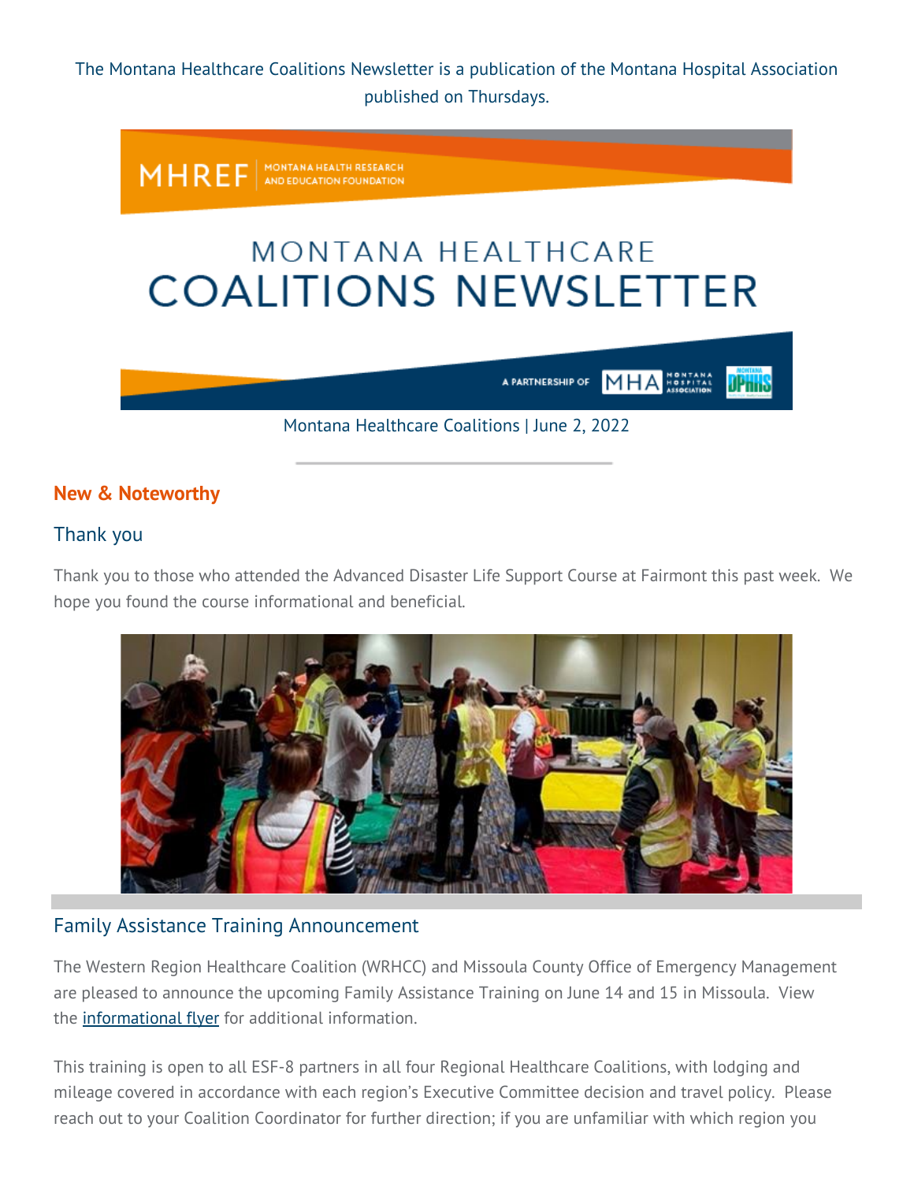The Montana Healthcare Coalitions Newsletter is a publication of the Montana Hospital Association published on Thursdays.

MHREF | MONTANA HEALTH RESEARCH AND EDUCATION FOUNDATION

# MONTANA HEALTHCARE COALITIONS NEWSLETTER

A PARTNERSHIP OF MHA MONTANA HOSPITAL ASSOCIATION DPHHS

Montana Healthcare Coalitions | June 2, 2022

## New & Noteworthy

### Thank you

Thank you to those who attended the Advanced Disaster Life Support Course at Fairmont this past week. We hope you found the course informational and beneficial.

### Family Assistance Training Announcement

The Western Region Healthcare Coalition (WRHCC) and Missoula County Office of Emergency Management are pleased to announce the upcoming Family Assistance Training on June 14 and 15 in Missoula. View the informational flyer for additional information.

This training is open to all ESF-8 partners in all four Regional Healthcare Coalitions, with lodging and mileage covered in accordance with each region's Executive Committee decision and travel policy. Please reach out to your Coalition Coordinator for further direction; if you are unfamiliar with which region you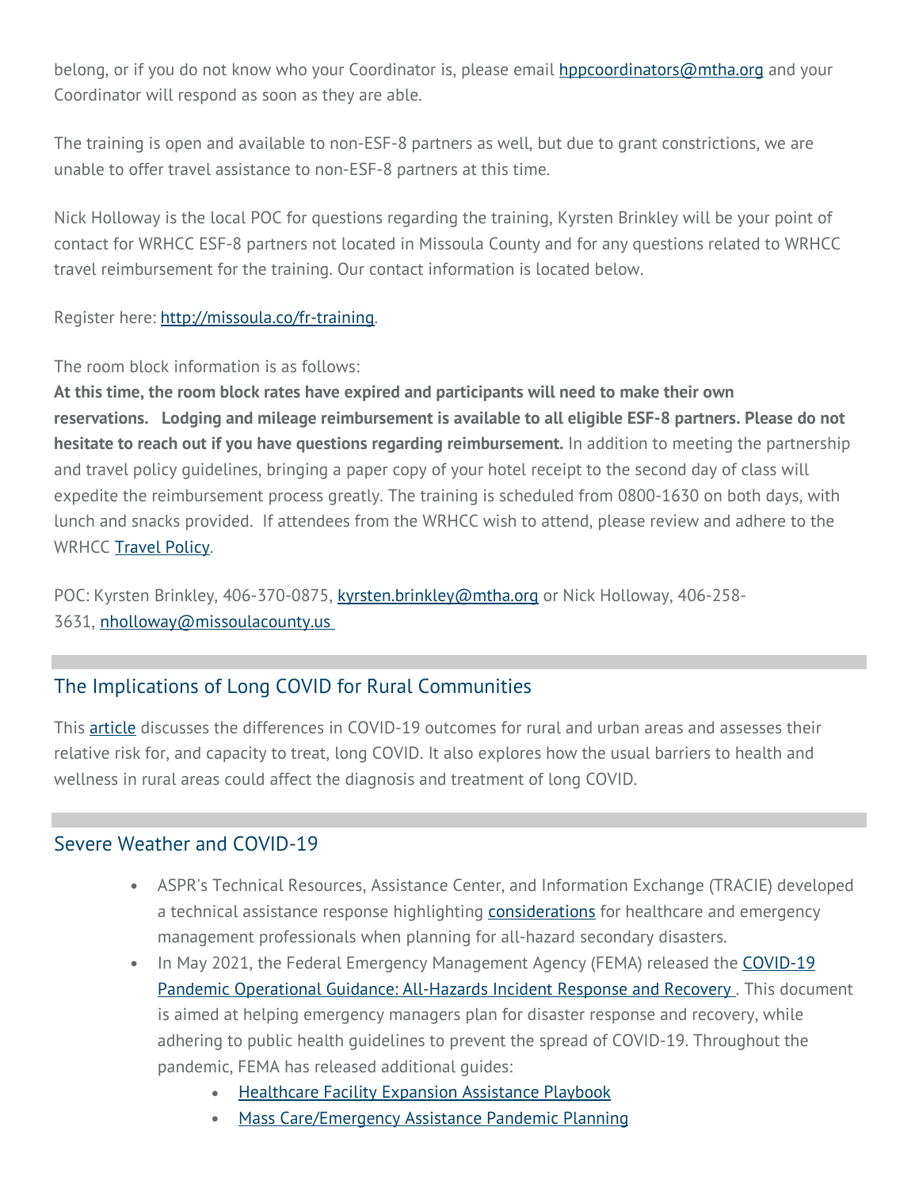belong, or if you do not know who your Coordinator is, please email [hppcoordinators@mtha.org](mailto:hppcoordinators@mtha.org) and your Coordinator will respond as soon as they are able.

The training is open and available to non-ESF-8 partners as well, but due to grant constrictions, we are unable to offer travel assistance to non-ESF-8 partners at this time.

Nick Holloway is the local POC for questions regarding the training, Kyrsten Brinkley will be your point of contact for WRHCC ESF-8 partners not located in Missoula County and for any questions related to WRHCC travel reimbursement for the training. Our contact information is located below.

Register here: [http://missoula.co/fr-training](http://missoula.co/fr-training).

The room block information is as follows:
**At this time, the room block rates have expired and participants will need to make their own reservations. Lodging and mileage reimbursement is available to all eligible ESF-8 partners. Please do not hesitate to reach out if you have questions regarding reimbursement.** In addition to meeting the partnership and travel policy guidelines, bringing a paper copy of your hotel receipt to the second day of class will expedite the reimbursement process greatly. The training is scheduled from 0800-1630 on both days, with lunch and snacks provided. If attendees from the WRHCC wish to attend, please review and adhere to the WRHCC [Travel Policy](#).

POC: Kyrsten Brinkley, 406-370-0875, [kyrsten.brinkley@mtha.org](mailto:kyrsten.brinkley@mtha.org) or Nick Holloway, 406-258-3631, [nholloway@missoulacounty.us](mailto:nholloway@missoulacounty.us)

## The Implications of Long COVID for Rural Communities

This [article](#) discusses the differences in COVID-19 outcomes for rural and urban areas and assesses their relative risk for, and capacity to treat, long COVID. It also explores how the usual barriers to health and wellness in rural areas could affect the diagnosis and treatment of long COVID.

## Severe Weather and COVID-19

- ASPR's Technical Resources, Assistance Center, and Information Exchange (TRACIE) developed a technical assistance response highlighting [considerations](#) for healthcare and emergency management professionals when planning for all-hazard secondary disasters.
- In May 2021, the Federal Emergency Management Agency (FEMA) released the [COVID-19 Pandemic Operational Guidance: All-Hazards Incident Response and Recovery](#). This document is aimed at helping emergency managers plan for disaster response and recovery, while adhering to public health guidelines to prevent the spread of COVID-19. Throughout the pandemic, FEMA has released additional guides:
  - [Healthcare Facility Expansion Assistance Playbook](#)
  - [Mass Care/Emergency Assistance Pandemic Planning](#)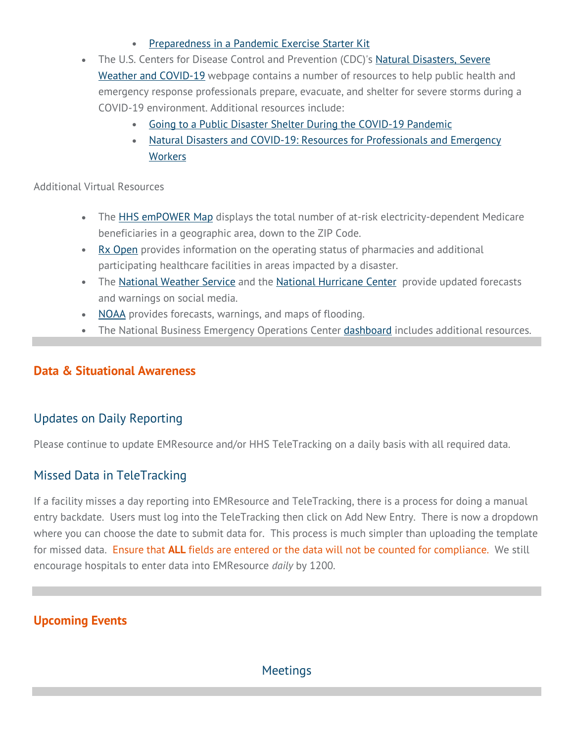- Preparedness in a Pandemic Exercise Starter Kit
- The U.S. Centers for Disease Control and Prevention (CDC)'s Natural Disasters, Severe Weather and COVID-19 webpage contains a number of resources to help public health and emergency response professionals prepare, evacuate, and shelter for severe storms during a COVID-19 environment. Additional resources include:
  - Going to a Public Disaster Shelter During the COVID-19 Pandemic
  - Natural Disasters and COVID-19: Resources for Professionals and Emergency Workers

Additional Virtual Resources

- The HHS emPOWER Map displays the total number of at-risk electricity-dependent Medicare beneficiaries in a geographic area, down to the ZIP Code.
- Rx Open provides information on the operating status of pharmacies and additional participating healthcare facilities in areas impacted by a disaster.
- The National Weather Service and the National Hurricane Center provide updated forecasts and warnings on social media.
- NOAA provides forecasts, warnings, and maps of flooding.
- The National Business Emergency Operations Center dashboard includes additional resources.

## Data & Situational Awareness

### Updates on Daily Reporting

Please continue to update EMResource and/or HHS TeleTracking on a daily basis with all required data.

### Missed Data in TeleTracking

If a facility misses a day reporting into EMResource and TeleTracking, there is a process for doing a manual entry backdate. Users must log into the TeleTracking then click on Add New Entry. There is now a dropdown where you can choose the date to submit data for. This process is much simpler than uploading the template for missed data. Ensure that **ALL** fields are entered or the data will not be counted for compliance. We still encourage hospitals to enter data into EMResource *daily* by 1200.

## Upcoming Events

### Meetings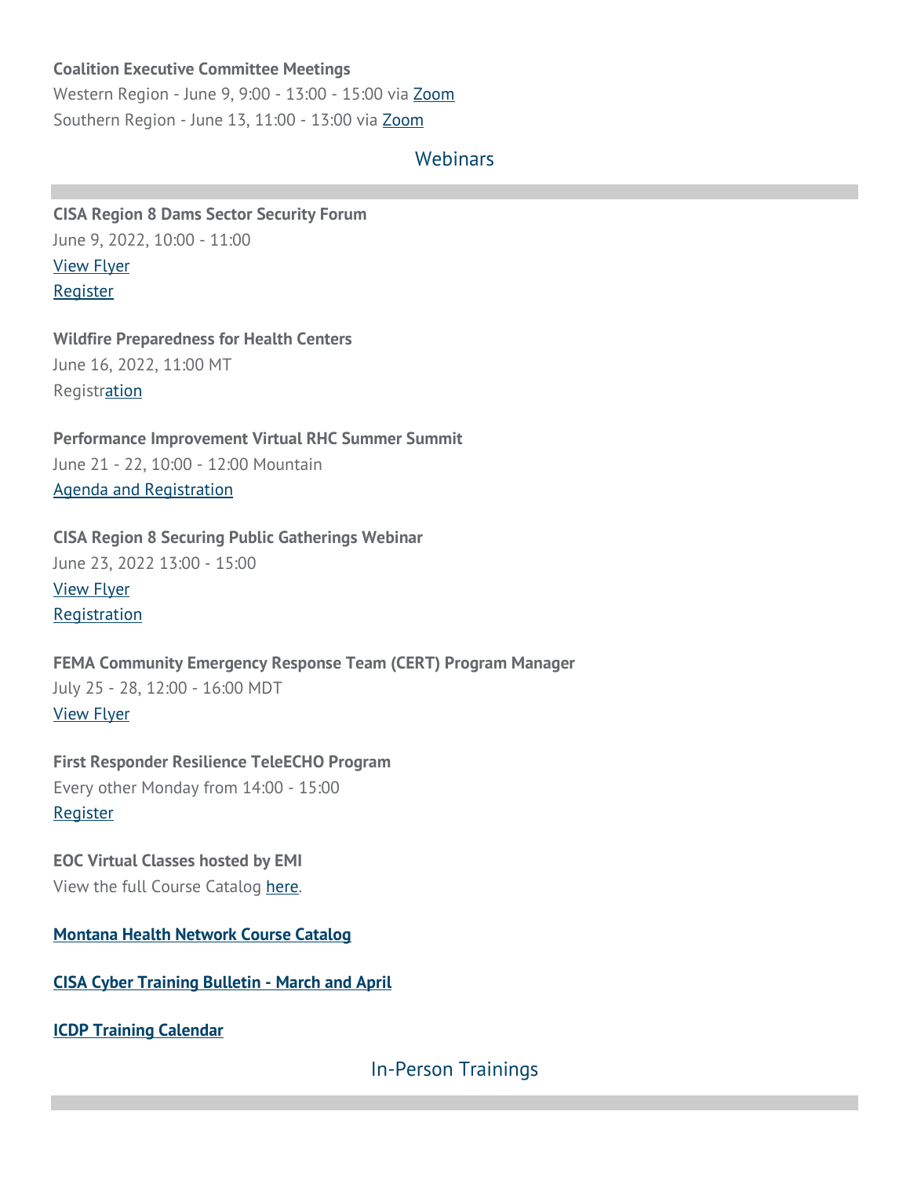**Coalition Executive Committee Meetings**
Western Region - June 9, 9:00 - 13:00 - 15:00 via Zoom
Southern Region - June 13, 11:00 - 13:00 via Zoom

## Webinars

**CISA Region 8 Dams Sector Security Forum**
June 9, 2022, 10:00 - 11:00
View Flyer
Register

**Wildfire Preparedness for Health Centers**
June 16, 2022, 11:00 MT
Registration

**Performance Improvement Virtual RHC Summer Summit**
June 21 - 22, 10:00 - 12:00 Mountain
Agenda and Registration

**CISA Region 8 Securing Public Gatherings Webinar**
June 23, 2022 13:00 - 15:00
View Flyer
Registration

**FEMA Community Emergency Response Team (CERT) Program Manager**
July 25 - 28, 12:00 - 16:00 MDT
View Flyer

**First Responder Resilience TeleECHO Program**
Every other Monday from 14:00 - 15:00
Register

**EOC Virtual Classes hosted by EMI**
View the full Course Catalog here.

**Montana Health Network Course Catalog**

**CISA Cyber Training Bulletin - March and April**

**ICDP Training Calendar**

## In-Person Trainings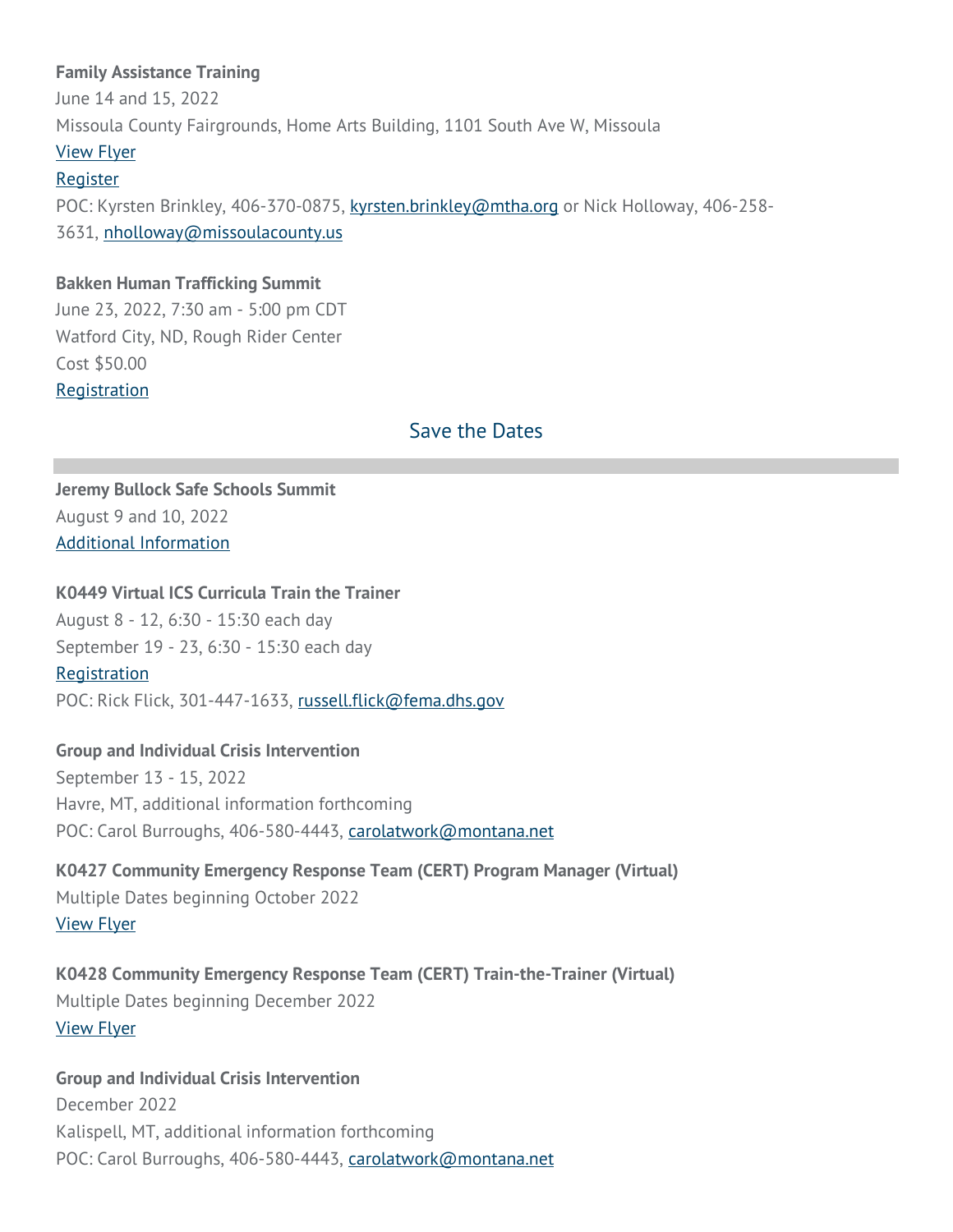**Family Assistance Training**
June 14 and 15, 2022
Missoula County Fairgrounds, Home Arts Building, 1101 South Ave W, Missoula
View Flyer
Register
POC: Kyrsten Brinkley, 406-370-0875, kyrsten.brinkley@mtha.org or Nick Holloway, 406-258-3631, nholloway@missoulacounty.us

**Bakken Human Trafficking Summit**
June 23, 2022, 7:30 am - 5:00 pm CDT
Watford City, ND, Rough Rider Center
Cost $50.00
Registration

## Save the Dates

**Jeremy Bullock Safe Schools Summit**
August 9 and 10, 2022
Additional Information

**K0449 Virtual ICS Curricula Train the Trainer**
August 8 - 12, 6:30 - 15:30 each day
September 19 - 23, 6:30 - 15:30 each day
Registration
POC: Rick Flick, 301-447-1633, russell.flick@fema.dhs.gov

**Group and Individual Crisis Intervention**
September 13 - 15, 2022
Havre, MT, additional information forthcoming
POC: Carol Burroughs, 406-580-4443, carolatwork@montana.net

**K0427 Community Emergency Response Team (CERT) Program Manager (Virtual)**
Multiple Dates beginning October 2022
View Flyer

**K0428 Community Emergency Response Team (CERT) Train-the-Trainer (Virtual)**
Multiple Dates beginning December 2022
View Flyer

**Group and Individual Crisis Intervention**
December 2022
Kalispell, MT, additional information forthcoming
POC: Carol Burroughs, 406-580-4443, carolatwork@montana.net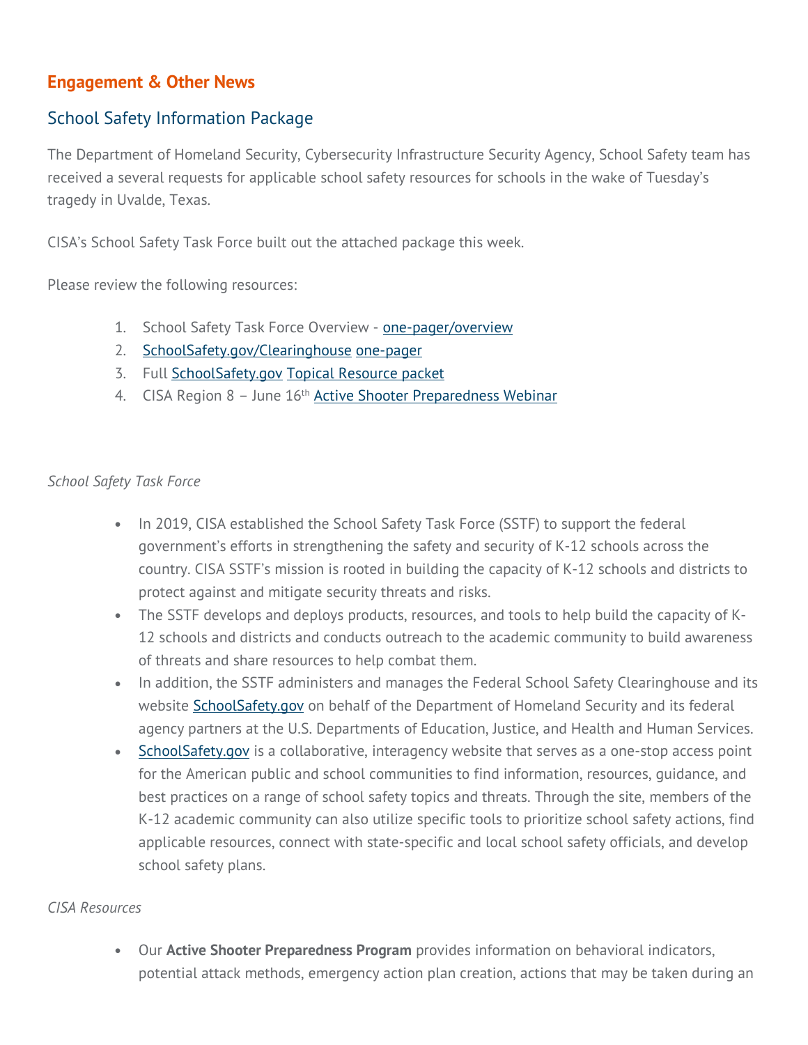## Engagement & Other News

### School Safety Information Package

The Department of Homeland Security, Cybersecurity Infrastructure Security Agency, School Safety team has received a several requests for applicable school safety resources for schools in the wake of Tuesday's tragedy in Uvalde, Texas.

CISA's School Safety Task Force built out the attached package this week.

Please review the following resources:

1. School Safety Task Force Overview - one-pager/overview
2. SchoolSafety.gov/Clearinghouse one-pager
3. Full SchoolSafety.gov Topical Resource packet
4. CISA Region 8 – June 16th Active Shooter Preparedness Webinar

*School Safety Task Force*

- In 2019, CISA established the School Safety Task Force (SSTF) to support the federal government's efforts in strengthening the safety and security of K-12 schools across the country. CISA SSTF's mission is rooted in building the capacity of K-12 schools and districts to protect against and mitigate security threats and risks.
- The SSTF develops and deploys products, resources, and tools to help build the capacity of K-12 schools and districts and conducts outreach to the academic community to build awareness of threats and share resources to help combat them.
- In addition, the SSTF administers and manages the Federal School Safety Clearinghouse and its website SchoolSafety.gov on behalf of the Department of Homeland Security and its federal agency partners at the U.S. Departments of Education, Justice, and Health and Human Services.
- SchoolSafety.gov is a collaborative, interagency website that serves as a one-stop access point for the American public and school communities to find information, resources, guidance, and best practices on a range of school safety topics and threats. Through the site, members of the K-12 academic community can also utilize specific tools to prioritize school safety actions, find applicable resources, connect with state-specific and local school safety officials, and develop school safety plans.

*CISA Resources*

- Our **Active Shooter Preparedness Program** provides information on behavioral indicators, potential attack methods, emergency action plan creation, actions that may be taken during an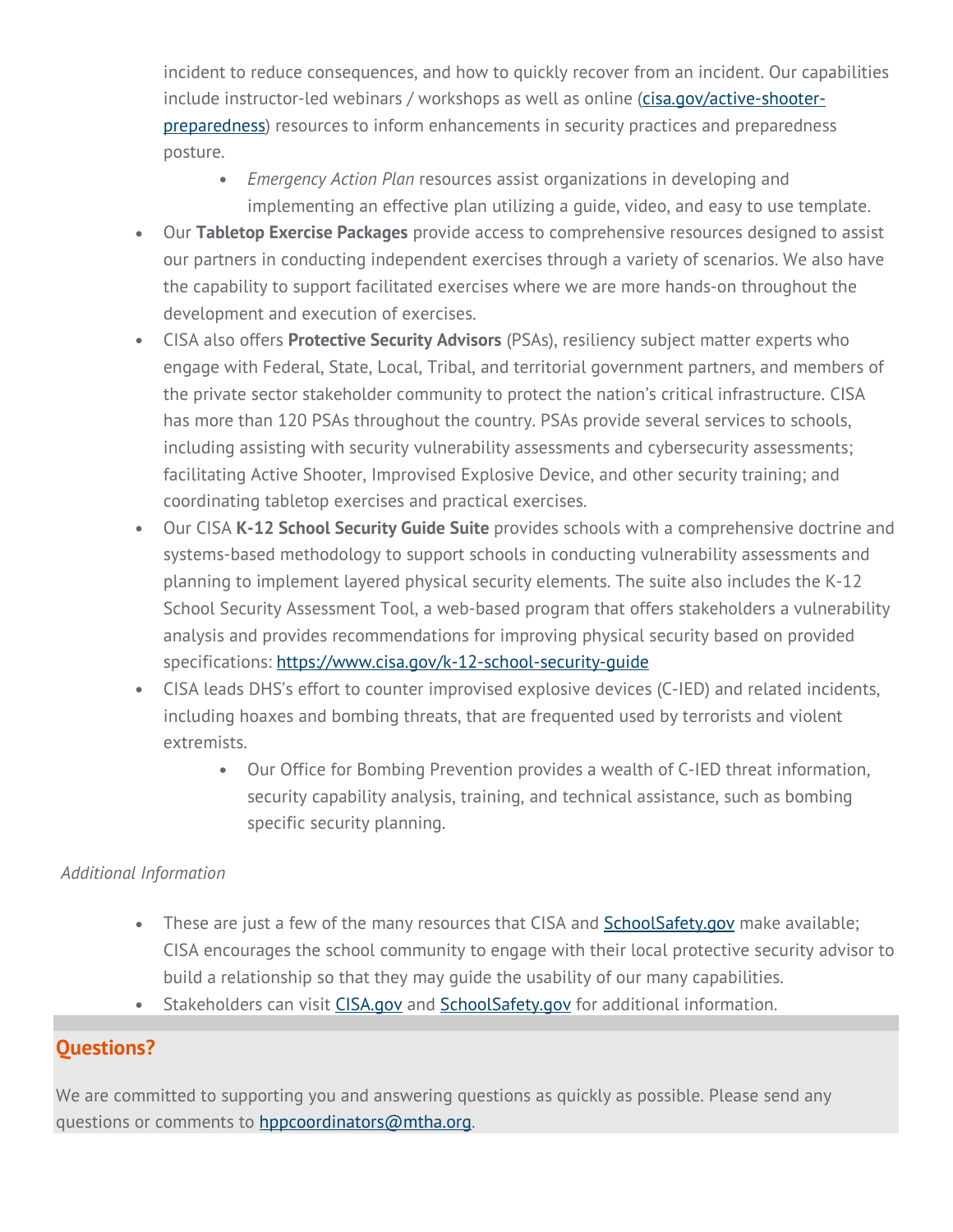incident to reduce consequences, and how to quickly recover from an incident. Our capabilities include instructor-led webinars / workshops as well as online ([cisa.gov/active-shooter-preparedness](cisa.gov/active-shooter-preparedness)) resources to inform enhancements in security practices and preparedness posture.

    - *Emergency Action Plan* resources assist organizations in developing and implementing an effective plan utilizing a guide, video, and easy to use template.

- Our **Tabletop Exercise Packages** provide access to comprehensive resources designed to assist our partners in conducting independent exercises through a variety of scenarios. We also have the capability to support facilitated exercises where we are more hands-on throughout the development and execution of exercises.
- CISA also offers **Protective Security Advisors** (PSAs), resiliency subject matter experts who engage with Federal, State, Local, Tribal, and territorial government partners, and members of the private sector stakeholder community to protect the nation's critical infrastructure. CISA has more than 120 PSAs throughout the country. PSAs provide several services to schools, including assisting with security vulnerability assessments and cybersecurity assessments; facilitating Active Shooter, Improvised Explosive Device, and other security training; and coordinating tabletop exercises and practical exercises.
- Our CISA **K-12 School Security Guide Suite** provides schools with a comprehensive doctrine and systems-based methodology to support schools in conducting vulnerability assessments and planning to implement layered physical security elements. The suite also includes the K-12 School Security Assessment Tool, a web-based program that offers stakeholders a vulnerability analysis and provides recommendations for improving physical security based on provided specifications: [https://www.cisa.gov/k-12-school-security-guide](https://www.cisa.gov/k-12-school-security-guide)
- CISA leads DHS's effort to counter improvised explosive devices (C-IED) and related incidents, including hoaxes and bombing threats, that are frequented used by terrorists and violent extremists.
    - Our Office for Bombing Prevention provides a wealth of C-IED threat information, security capability analysis, training, and technical assistance, such as bombing specific security planning.

*Additional Information*

- These are just a few of the many resources that CISA and [SchoolSafety.gov](SchoolSafety.gov) make available; CISA encourages the school community to engage with their local protective security advisor to build a relationship so that they may guide the usability of our many capabilities.
- Stakeholders can visit [CISA.gov](CISA.gov) and [SchoolSafety.gov](SchoolSafety.gov) for additional information.

## Questions?

We are committed to supporting you and answering questions as quickly as possible. Please send any questions or comments to [hppcoordinators@mtha.org](mailto:hppcoordinators@mtha.org).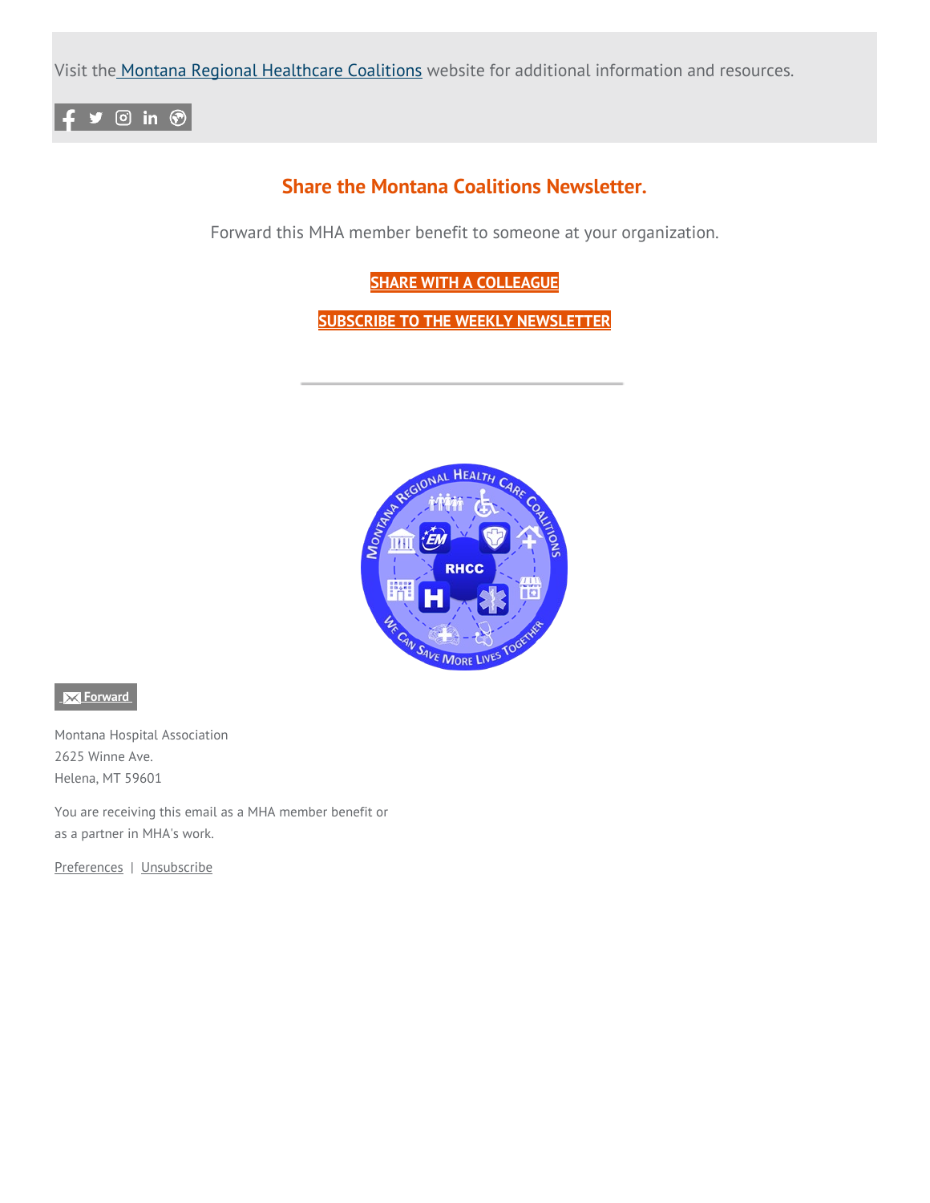Visit the Montana Regional Healthcare Coalitions website for additional information and resources.

## Share the Montana Coalitions Newsletter.

Forward this MHA member benefit to someone at your organization.

SHARE WITH A COLLEAGUE

SUBSCRIBE TO THE WEEKLY NEWSLETTER

Forward

Montana Hospital Association
2625 Winne Ave.
Helena, MT 59601

You are receiving this email as a MHA member benefit or as a partner in MHA's work.

Preferences | Unsubscribe